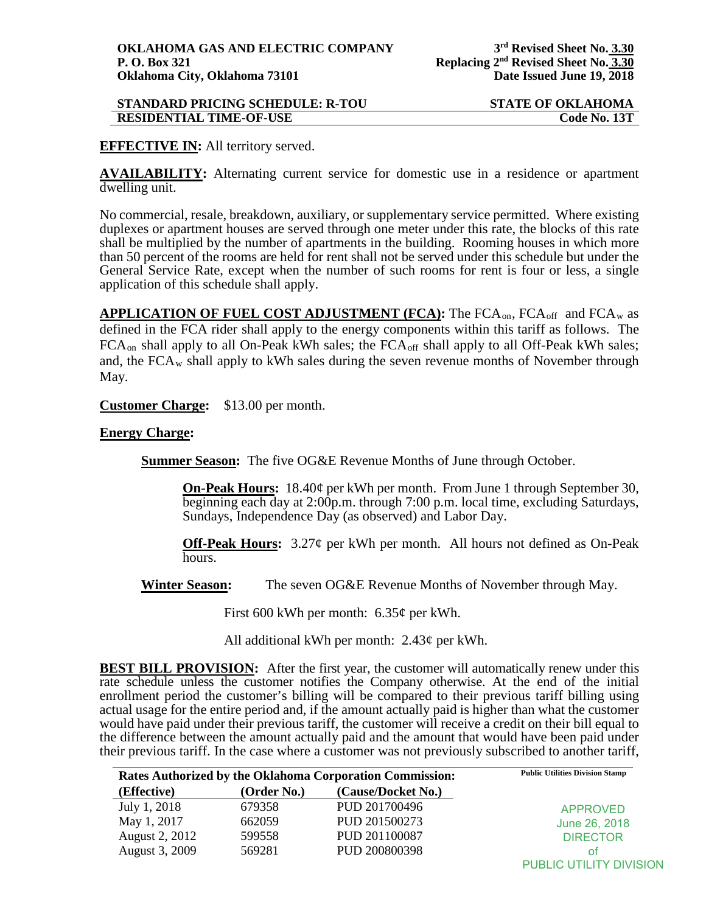**OKLAHOMA GAS AND ELECTRIC COMPANY**
**P. O. Box 321**
**Oklahoma City, Oklahoma 73101**

**3rd Revised Sheet No. 3.30**
**Replacing 2nd Revised Sheet No. 3.30**
**Date Issued June 19, 2018**

**STANDARD PRICING SCHEDULE: R-TOU** — **STATE OF OKLAHOMA**
**RESIDENTIAL TIME-OF-USE** — **Code No. 13T**

**EFFECTIVE IN:** All territory served.

**AVAILABILITY:** Alternating current service for domestic use in a residence or apartment dwelling unit.

No commercial, resale, breakdown, auxiliary, or supplementary service permitted. Where existing duplexes or apartment houses are served through one meter under this rate, the blocks of this rate shall be multiplied by the number of apartments in the building. Rooming houses in which more than 50 percent of the rooms are held for rent shall not be served under this schedule but under the General Service Rate, except when the number of such rooms for rent is four or less, a single application of this schedule shall apply.

**APPLICATION OF FUEL COST ADJUSTMENT (FCA):** The $FCA_{on}$, $FCA_{off}$ and $FCA_{w}$ as defined in the FCA rider shall apply to the energy components within this tariff as follows. The $FCA_{on}$ shall apply to all On-Peak kWh sales; the $FCA_{off}$ shall apply to all Off-Peak kWh sales; and, the $FCA_{w}$ shall apply to kWh sales during the seven revenue months of November through May.

**Customer Charge:** $13.00 per month.

**Energy Charge:**

**Summer Season:** The five OG&E Revenue Months of June through October.

**On-Peak Hours:** 18.40¢ per kWh per month. From June 1 through September 30, beginning each day at 2:00p.m. through 7:00 p.m. local time, excluding Saturdays, Sundays, Independence Day (as observed) and Labor Day.

**Off-Peak Hours:** 3.27¢ per kWh per month. All hours not defined as On-Peak hours.

**Winter Season:** The seven OG&E Revenue Months of November through May.

First 600 kWh per month: 6.35¢ per kWh.

All additional kWh per month: 2.43¢ per kWh.

**BEST BILL PROVISION:** After the first year, the customer will automatically renew under this rate schedule unless the customer notifies the Company otherwise. At the end of the initial enrollment period the customer's billing will be compared to their previous tariff billing using actual usage for the entire period and, if the amount actually paid is higher than what the customer would have paid under their previous tariff, the customer will receive a credit on their bill equal to the difference between the amount actually paid and the amount that would have been paid under their previous tariff. In the case where a customer was not previously subscribed to another tariff,

**Rates Authorized by the Oklahoma Corporation Commission:**

| (Effective) | (Order No.) | (Cause/Docket No.) |
|---|---|---|
| July 1, 2018 | 679358 | PUD 201700496 |
| May 1, 2017 | 662059 | PUD 201500273 |
| August 2, 2012 | 599558 | PUD 201100087 |
| August 3, 2009 | 569281 | PUD 200800398 |

Public Utilities Division Stamp

APPROVED
June 26, 2018
DIRECTOR
of
PUBLIC UTILITY DIVISION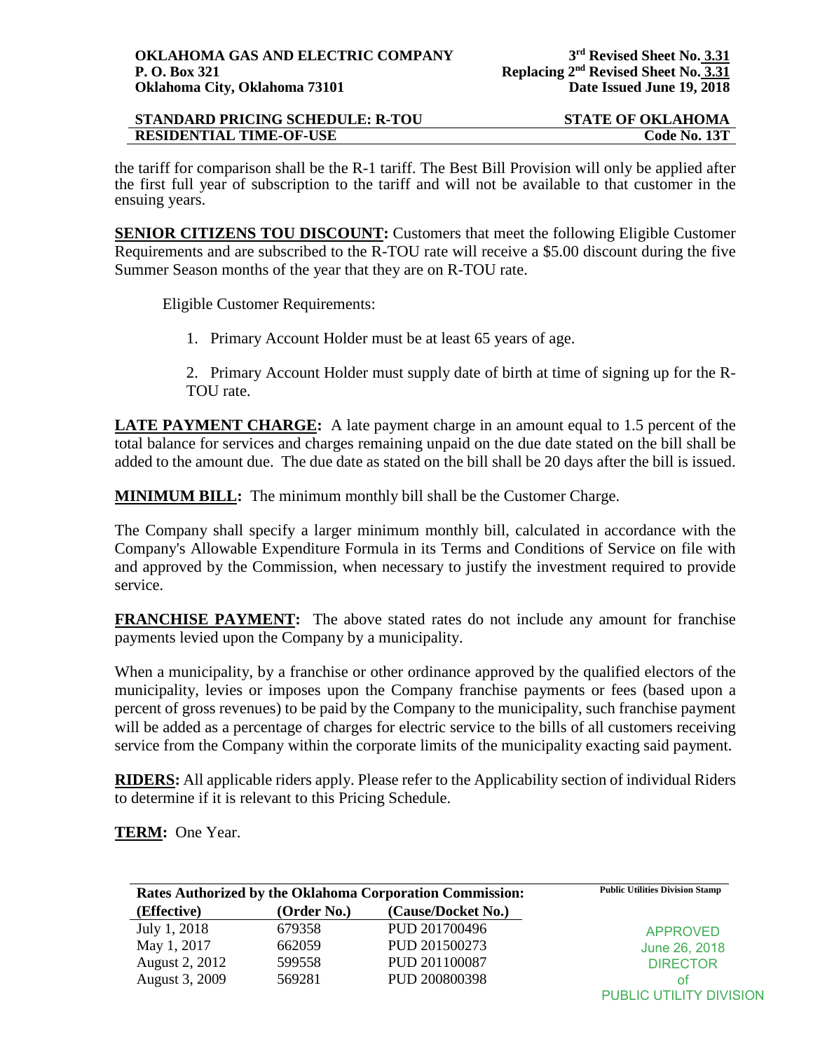the tariff for comparison shall be the R-1 tariff. The Best Bill Provision will only be applied after the first full year of subscription to the tariff and will not be available to that customer in the ensuing years.

**SENIOR CITIZENS TOU DISCOUNT:** Customers that meet the following Eligible Customer Requirements and are subscribed to the R-TOU rate will receive a $5.00 discount during the five Summer Season months of the year that they are on R-TOU rate.

Eligible Customer Requirements:

1. Primary Account Holder must be at least 65 years of age.

2. Primary Account Holder must supply date of birth at time of signing up for the R-TOU rate.

**LATE PAYMENT CHARGE:** A late payment charge in an amount equal to 1.5 percent of the total balance for services and charges remaining unpaid on the due date stated on the bill shall be added to the amount due. The due date as stated on the bill shall be 20 days after the bill is issued.

**MINIMUM BILL:** The minimum monthly bill shall be the Customer Charge.

The Company shall specify a larger minimum monthly bill, calculated in accordance with the Company's Allowable Expenditure Formula in its Terms and Conditions of Service on file with and approved by the Commission, when necessary to justify the investment required to provide service.

**FRANCHISE PAYMENT:** The above stated rates do not include any amount for franchise payments levied upon the Company by a municipality.

When a municipality, by a franchise or other ordinance approved by the qualified electors of the municipality, levies or imposes upon the Company franchise payments or fees (based upon a percent of gross revenues) to be paid by the Company to the municipality, such franchise payment will be added as a percentage of charges for electric service to the bills of all customers receiving service from the Company within the corporate limits of the municipality exacting said payment.

**RIDERS:** All applicable riders apply. Please refer to the Applicability section of individual Riders to determine if it is relevant to this Pricing Schedule.

**TERM:** One Year.

**Rates Authorized by the Oklahoma Corporation Commission:**

| (Effective) | (Order No.) | (Cause/Docket No.) |
|---|---|---|
| July 1, 2018 | 679358 | PUD 201700496 |
| May 1, 2017 | 662059 | PUD 201500273 |
| August 2, 2012 | 599558 | PUD 201100087 |
| August 3, 2009 | 569281 | PUD 200800398 |

Public Utilities Division Stamp

APPROVED
June 26, 2018
DIRECTOR
of
PUBLIC UTILITY DIVISION